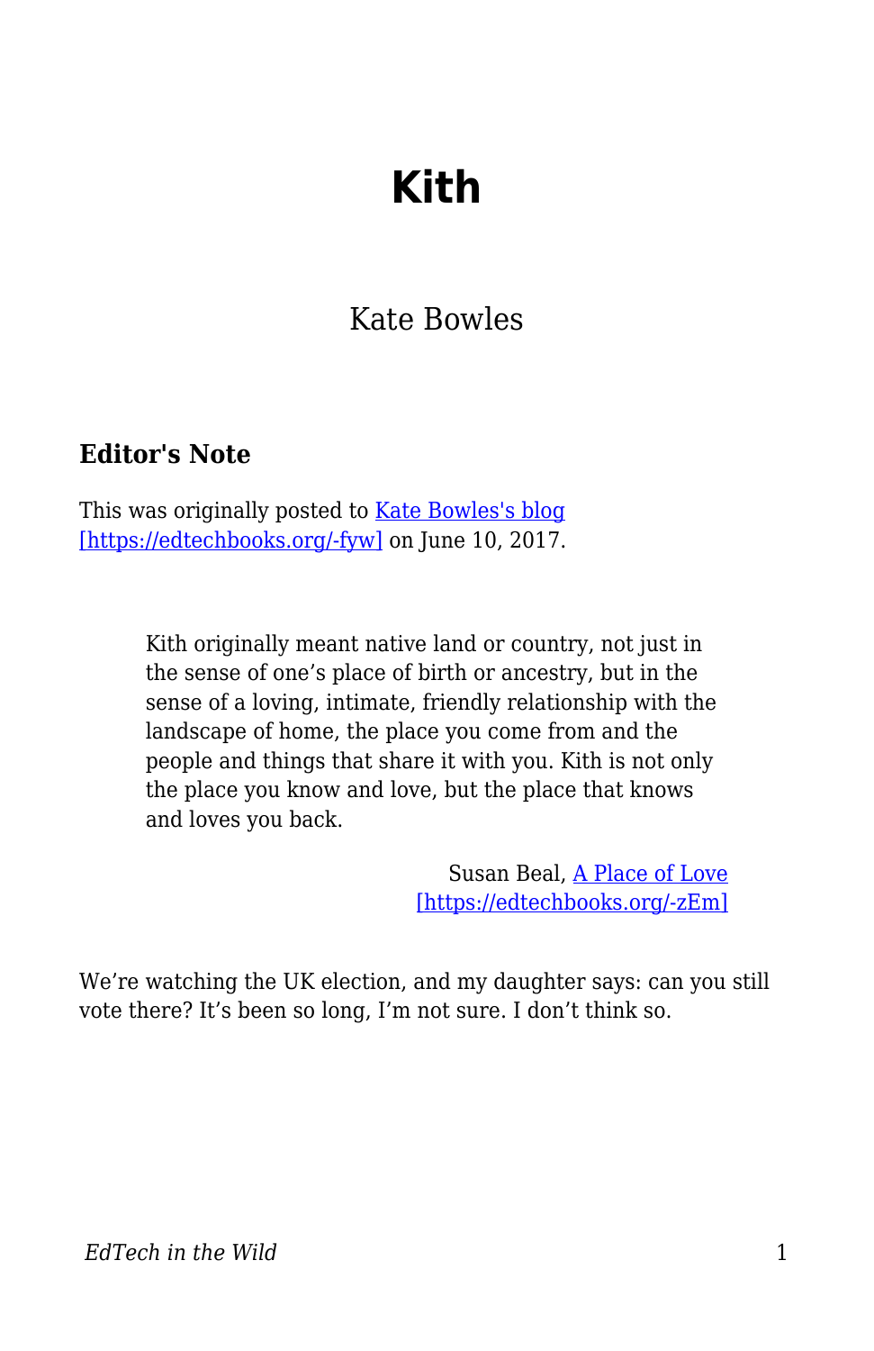# Kith

Kate Bowles

### Editor's Note

This was originally posted to [Kate Bowles's blog [https://edtechbooks.org/-fyw]](https://edtechbooks.org/-fyw) on June 10, 2017.

> Kith originally meant native land or country, not just in the sense of one's place of birth or ancestry, but in the sense of a loving, intimate, friendly relationship with the landscape of home, the place you come from and the people and things that share it with you. Kith is not only the place you know and love, but the place that knows and loves you back.
>
> Susan Beal, [A Place of Love [https://edtechbooks.org/-zEm]](https://edtechbooks.org/-zEm)

We're watching the UK election, and my daughter says: can you still vote there? It's been so long, I'm not sure. I don't think so.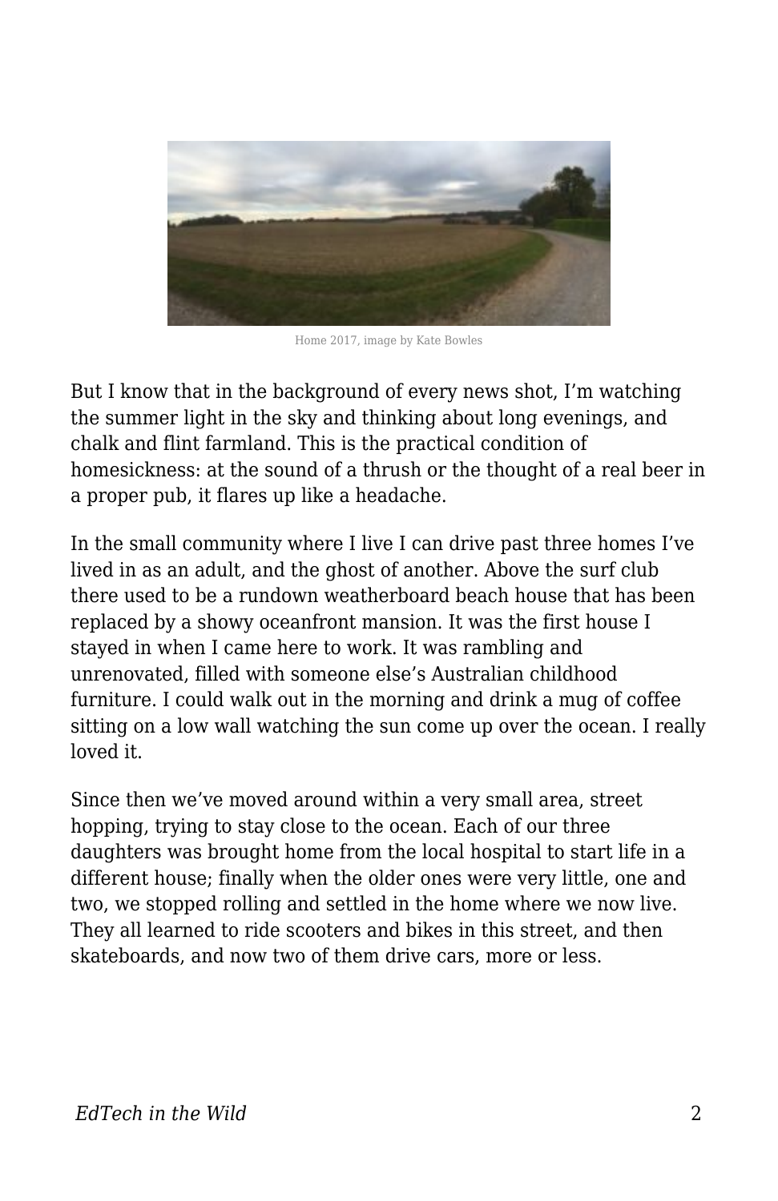Home 2017, image by Kate Bowles

But I know that in the background of every news shot, I'm watching the summer light in the sky and thinking about long evenings, and chalk and flint farmland. This is the practical condition of homesickness: at the sound of a thrush or the thought of a real beer in a proper pub, it flares up like a headache.

In the small community where I live I can drive past three homes I've lived in as an adult, and the ghost of another. Above the surf club there used to be a rundown weatherboard beach house that has been replaced by a showy oceanfront mansion. It was the first house I stayed in when I came here to work. It was rambling and unrenovated, filled with someone else's Australian childhood furniture. I could walk out in the morning and drink a mug of coffee sitting on a low wall watching the sun come up over the ocean. I really loved it.

Since then we've moved around within a very small area, street hopping, trying to stay close to the ocean. Each of our three daughters was brought home from the local hospital to start life in a different house; finally when the older ones were very little, one and two, we stopped rolling and settled in the home where we now live. They all learned to ride scooters and bikes in this street, and then skateboards, and now two of them drive cars, more or less.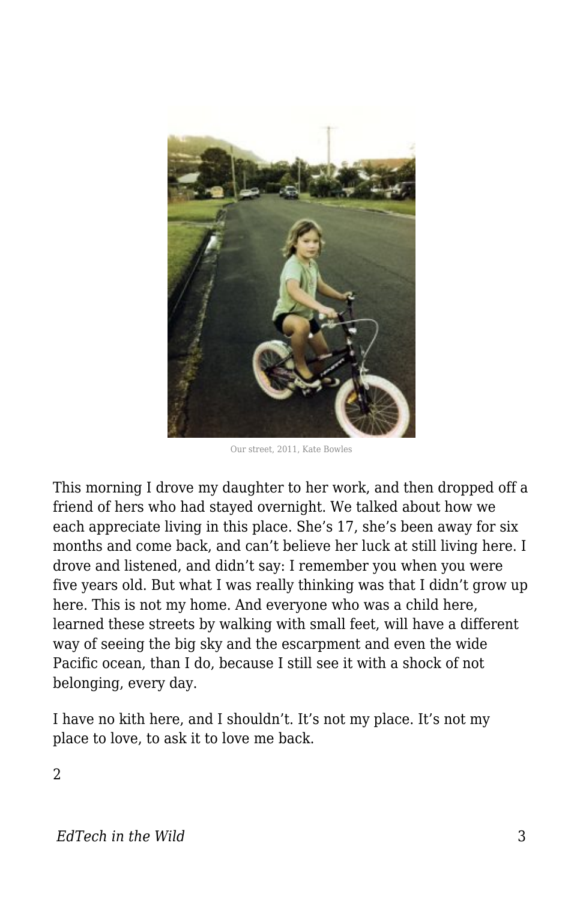Our street, 2011, Kate Bowles

This morning I drove my daughter to her work, and then dropped off a friend of hers who had stayed overnight. We talked about how we each appreciate living in this place. She's 17, she's been away for six months and come back, and can't believe her luck at still living here. I drove and listened, and didn't say: I remember you when you were five years old. But what I was really thinking was that I didn't grow up here. This is not my home. And everyone who was a child here, learned these streets by walking with small feet, will have a different way of seeing the big sky and the escarpment and even the wide Pacific ocean, than I do, because I still see it with a shock of not belonging, every day.

I have no kith here, and I shouldn't. It's not my place. It's not my place to love, to ask it to love me back.

2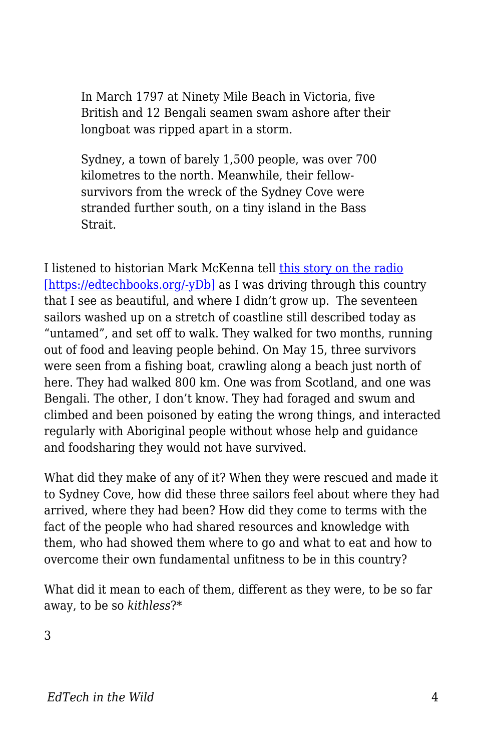> In March 1797 at Ninety Mile Beach in Victoria, five British and 12 Bengali seamen swam ashore after their longboat was ripped apart in a storm.
>
> Sydney, a town of barely 1,500 people, was over 700 kilometres to the north. Meanwhile, their fellow-survivors from the wreck of the Sydney Cove were stranded further south, on a tiny island in the Bass Strait.

I listened to historian Mark McKenna tell [this story on the radio [https://edtechbooks.org/-yDb]](https://edtechbooks.org/-yDb) as I was driving through this country that I see as beautiful, and where I didn't grow up. The seventeen sailors washed up on a stretch of coastline still described today as "untamed", and set off to walk. They walked for two months, running out of food and leaving people behind. On May 15, three survivors were seen from a fishing boat, crawling along a beach just north of here. They had walked 800 km. One was from Scotland, and one was Bengali. The other, I don't know. They had foraged and swum and climbed and been poisoned by eating the wrong things, and interacted regularly with Aboriginal people without whose help and guidance and foodsharing they would not have survived.

What did they make of any of it? When they were rescued and made it to Sydney Cove, how did these three sailors feel about where they had arrived, where they had been? How did they come to terms with the fact of the people who had shared resources and knowledge with them, who had showed them where to go and what to eat and how to overcome their own fundamental unfitness to be in this country?

What did it mean to each of them, different as they were, to be so far away, to be so *kithless*?*

3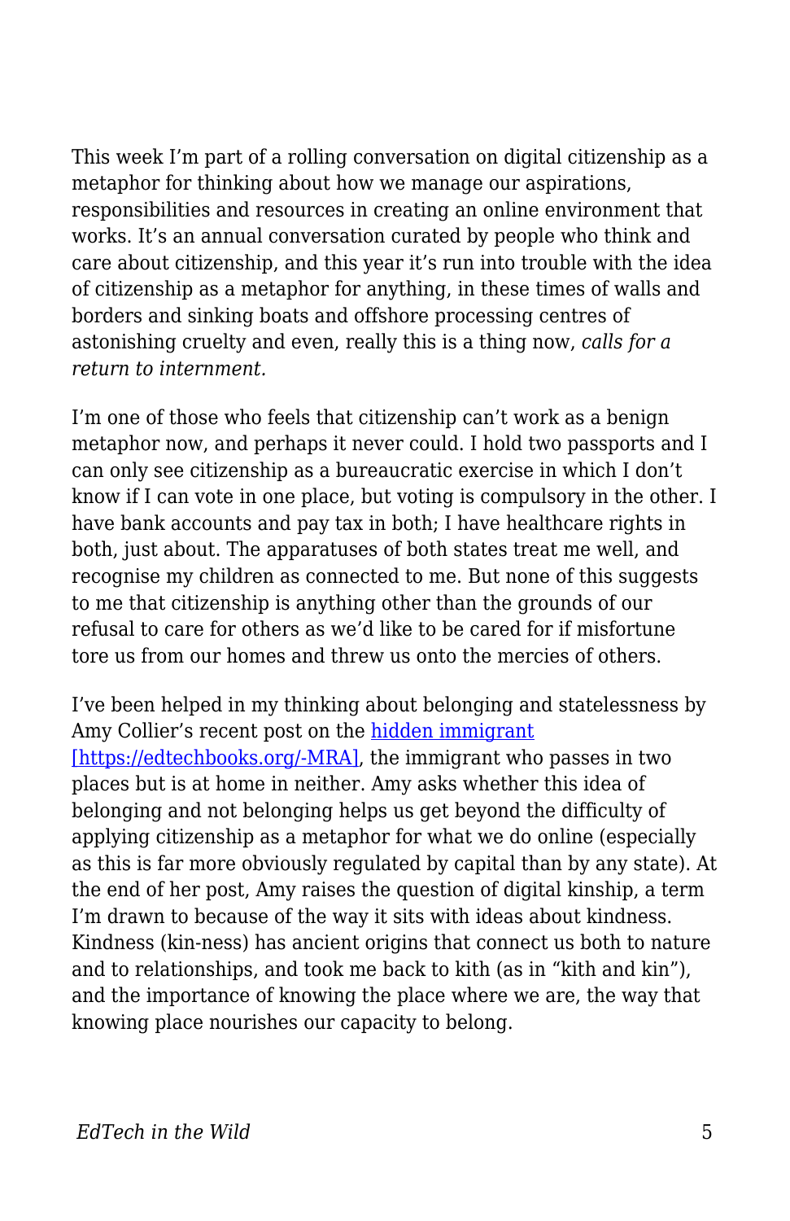This week I'm part of a rolling conversation on digital citizenship as a metaphor for thinking about how we manage our aspirations, responsibilities and resources in creating an online environment that works. It's an annual conversation curated by people who think and care about citizenship, and this year it's run into trouble with the idea of citizenship as a metaphor for anything, in these times of walls and borders and sinking boats and offshore processing centres of astonishing cruelty and even, really this is a thing now, *calls for a return to internment.*

I'm one of those who feels that citizenship can't work as a benign metaphor now, and perhaps it never could. I hold two passports and I can only see citizenship as a bureaucratic exercise in which I don't know if I can vote in one place, but voting is compulsory in the other. I have bank accounts and pay tax in both; I have healthcare rights in both, just about. The apparatuses of both states treat me well, and recognise my children as connected to me. But none of this suggests to me that citizenship is anything other than the grounds of our refusal to care for others as we'd like to be cared for if misfortune tore us from our homes and threw us onto the mercies of others.

I've been helped in my thinking about belonging and statelessness by Amy Collier's recent post on the [hidden immigrant [https://edtechbooks.org/-MRA]](https://edtechbooks.org/-MRA), the immigrant who passes in two places but is at home in neither. Amy asks whether this idea of belonging and not belonging helps us get beyond the difficulty of applying citizenship as a metaphor for what we do online (especially as this is far more obviously regulated by capital than by any state). At the end of her post, Amy raises the question of digital kinship, a term I'm drawn to because of the way it sits with ideas about kindness. Kindness (kin-ness) has ancient origins that connect us both to nature and to relationships, and took me back to kith (as in "kith and kin"), and the importance of knowing the place where we are, the way that knowing place nourishes our capacity to belong.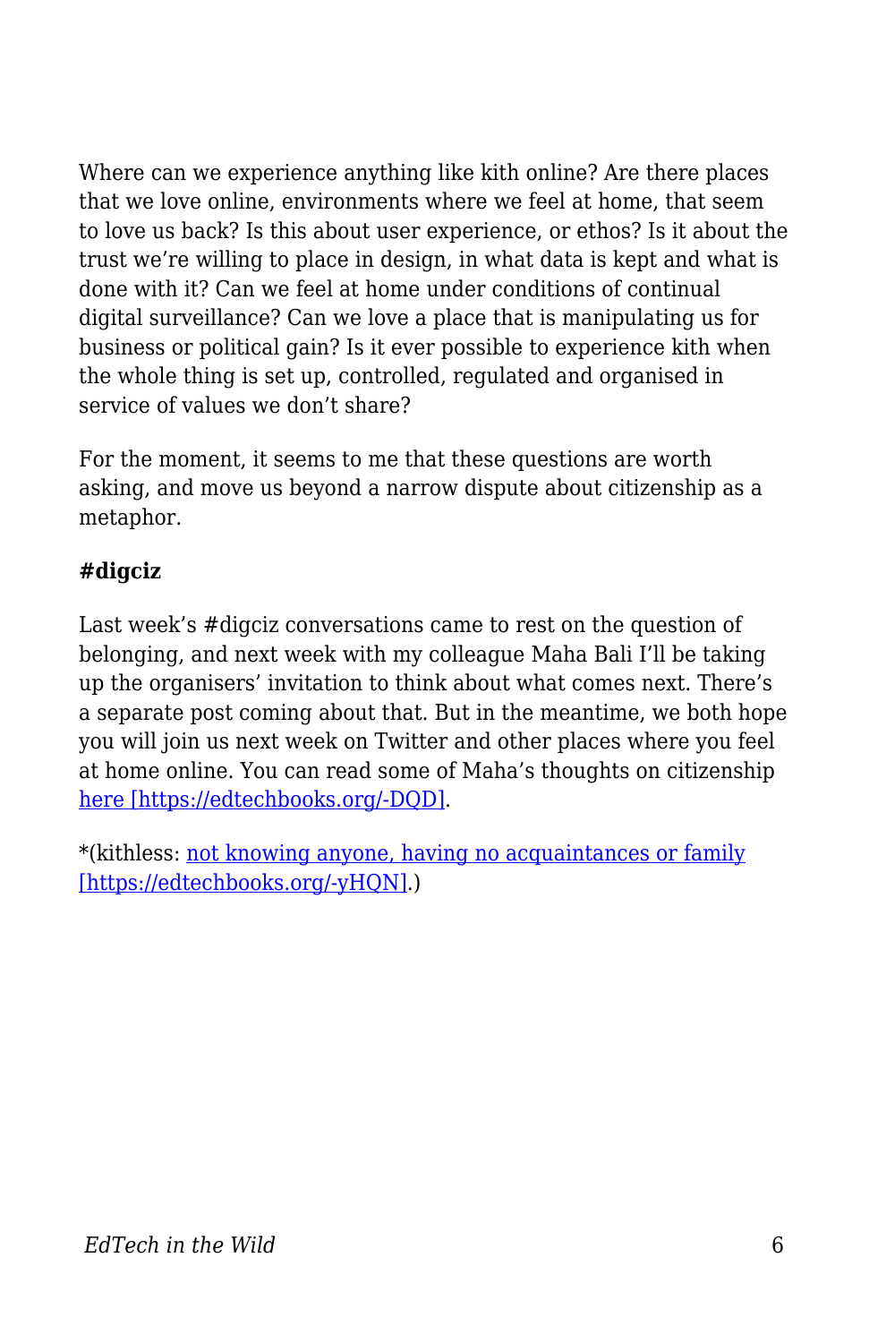Where can we experience anything like kith online? Are there places that we love online, environments where we feel at home, that seem to love us back? Is this about user experience, or ethos? Is it about the trust we're willing to place in design, in what data is kept and what is done with it? Can we feel at home under conditions of continual digital surveillance? Can we love a place that is manipulating us for business or political gain? Is it ever possible to experience kith when the whole thing is set up, controlled, regulated and organised in service of values we don't share?

For the moment, it seems to me that these questions are worth asking, and move us beyond a narrow dispute about citizenship as a metaphor.

**#digciz**

Last week's #digciz conversations came to rest on the question of belonging, and next week with my colleague Maha Bali I'll be taking up the organisers' invitation to think about what comes next. There's a separate post coming about that. But in the meantime, we both hope you will join us next week on Twitter and other places where you feel at home online. You can read some of Maha's thoughts on citizenship [here [https://edtechbooks.org/-DQD]](https://edtechbooks.org/-DQD).

*(kithless: [not knowing anyone, having no acquaintances or family [https://edtechbooks.org/-yHQN]](https://edtechbooks.org/-yHQN).)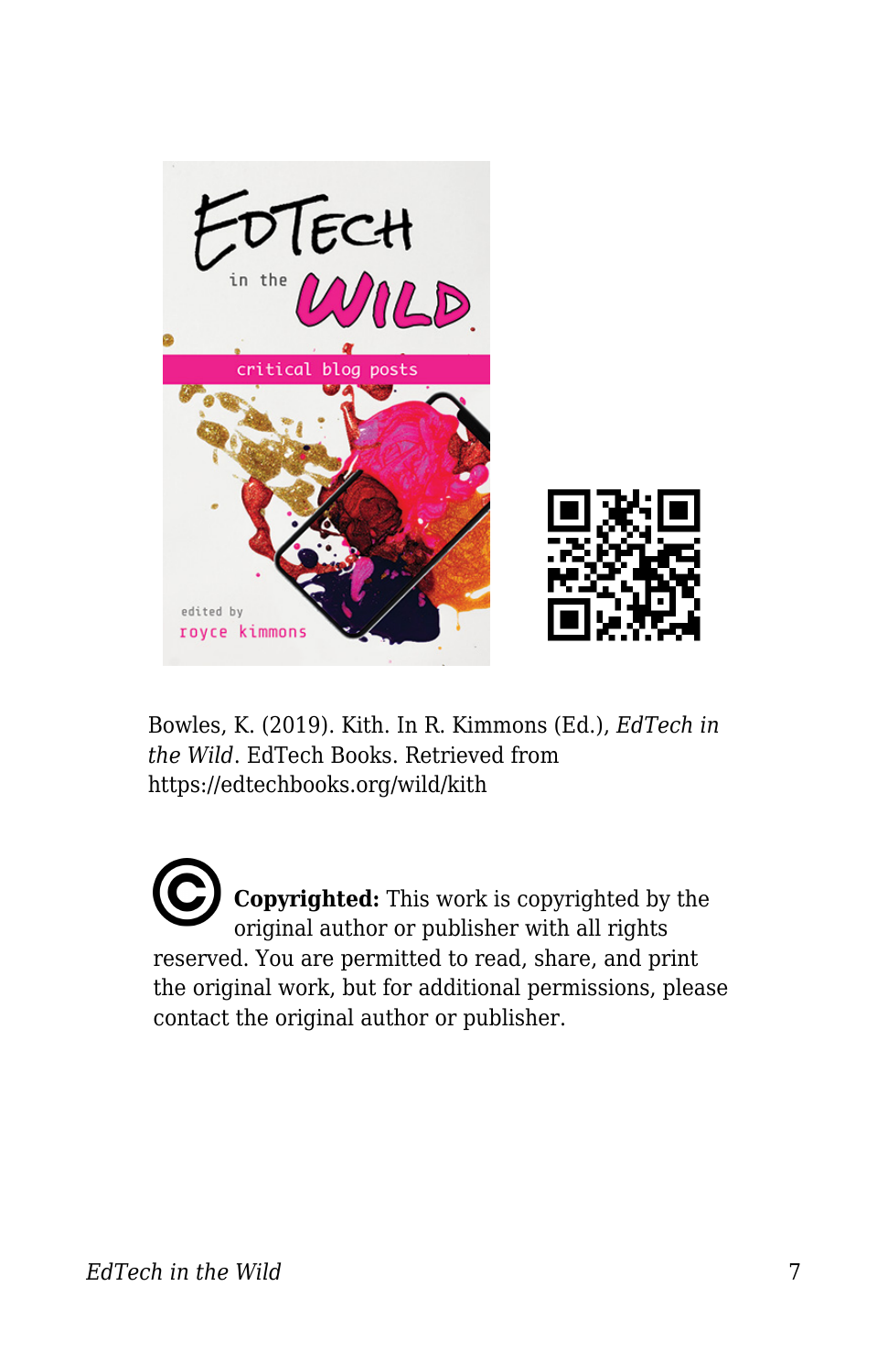Bowles, K. (2019). Kith. In R. Kimmons (Ed.), *EdTech in the Wild*. EdTech Books. Retrieved from https://edtechbooks.org/wild/kith

**Copyrighted:** This work is copyrighted by the original author or publisher with all rights reserved. You are permitted to read, share, and print the original work, but for additional permissions, please contact the original author or publisher.